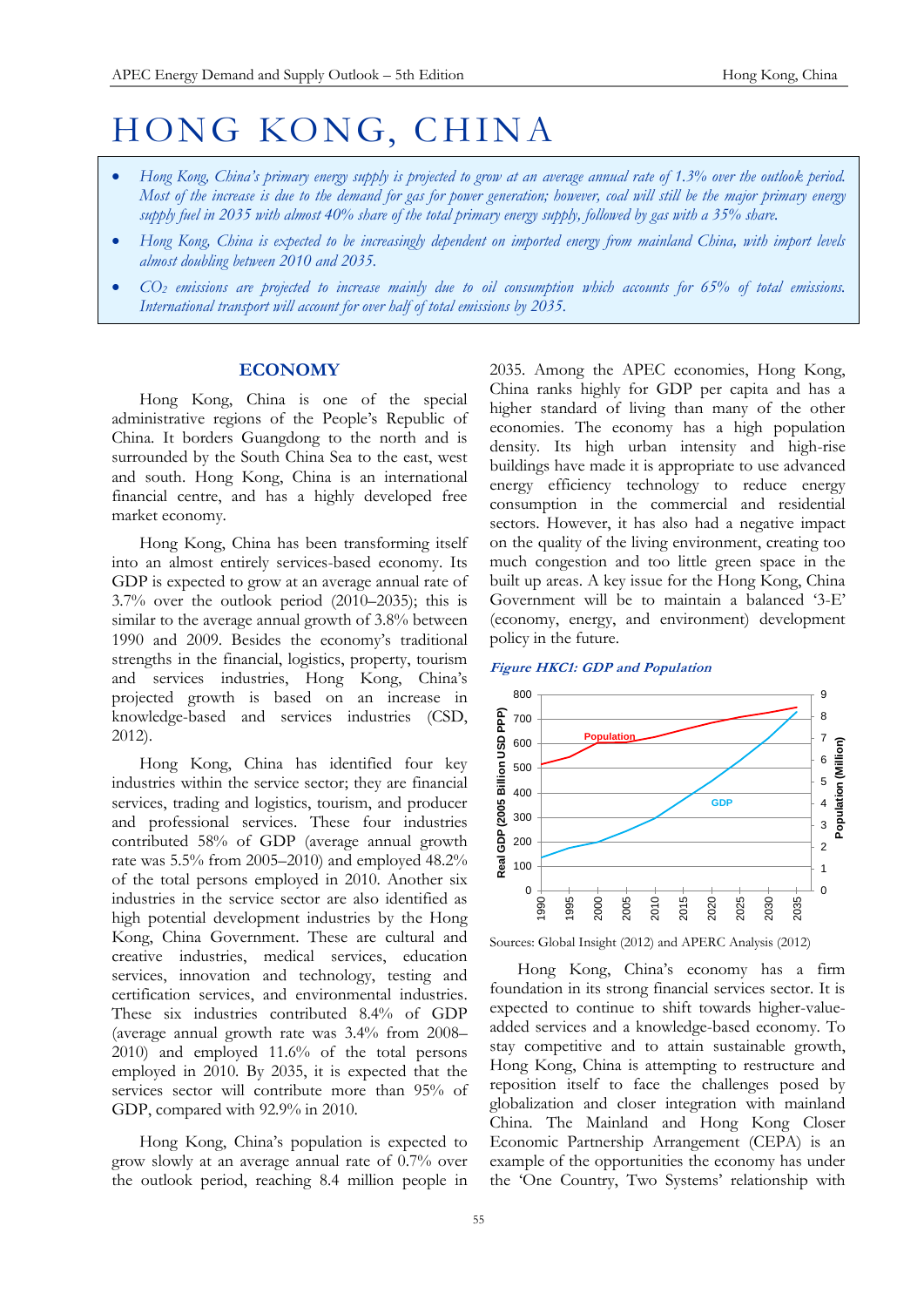# HONG KONG, CHINA

- *Hong Kong, China's primary energy supply is projected to grow at an average annual rate of 1.3% over the outlook period. Most of the increase is due to the demand for gas for power generation; however, coal will still be the major primary energy supply fuel in 2035 with almost 40% share of the total primary energy supply, followed by gas with a 35% share.*
- *Hong Kong, China is expected to be increasingly dependent on imported energy from mainland China, with import levels almost doubling between 2010 and 2035.*
- *$CO_2$ emissions are projected to increase mainly due to oil consumption which accounts for 65% of total emissions. International transport will account for over half of total emissions by 2035.*

## ECONOMY

Hong Kong, China is one of the special administrative regions of the People's Republic of China. It borders Guangdong to the north and is surrounded by the South China Sea to the east, west and south. Hong Kong, China is an international financial centre, and has a highly developed free market economy.

Hong Kong, China has been transforming itself into an almost entirely services-based economy. Its GDP is expected to grow at an average annual rate of 3.7% over the outlook period (2010–2035); this is similar to the average annual growth of 3.8% between 1990 and 2009. Besides the economy's traditional strengths in the financial, logistics, property, tourism and services industries, Hong Kong, China's projected growth is based on an increase in knowledge-based and services industries (CSD, 2012).

Hong Kong, China has identified four key industries within the service sector; they are financial services, trading and logistics, tourism, and producer and professional services. These four industries contributed 58% of GDP (average annual growth rate was 5.5% from 2005–2010) and employed 48.2% of the total persons employed in 2010. Another six industries in the service sector are also identified as high potential development industries by the Hong Kong, China Government. These are cultural and creative industries, medical services, education services, innovation and technology, testing and certification services, and environmental industries. These six industries contributed 8.4% of GDP (average annual growth rate was 3.4% from 2008–2010) and employed 11.6% of the total persons employed in 2010. By 2035, it is expected that the services sector will contribute more than 95% of GDP, compared with 92.9% in 2010.

Hong Kong, China's population is expected to grow slowly at an average annual rate of 0.7% over the outlook period, reaching 8.4 million people in 2035. Among the APEC economies, Hong Kong, China ranks highly for GDP per capita and has a higher standard of living than many of the other economies. The economy has a high population density. Its high urban intensity and high-rise buildings have made it is appropriate to use advanced energy efficiency technology to reduce energy consumption in the commercial and residential sectors. However, it has also had a negative impact on the quality of the living environment, creating too much congestion and too little green space in the built up areas. A key issue for the Hong Kong, China Government will be to maintain a balanced '3-E' (economy, energy, and environment) development policy in the future.

***Figure HKC1: GDP and Population***

Sources: Global Insight (2012) and APERC Analysis (2012)

Hong Kong, China's economy has a firm foundation in its strong financial services sector. It is expected to continue to shift towards higher-value-added services and a knowledge-based economy. To stay competitive and to attain sustainable growth, Hong Kong, China is attempting to restructure and reposition itself to face the challenges posed by globalization and closer integration with mainland China. The Mainland and Hong Kong Closer Economic Partnership Arrangement (CEPA) is an example of the opportunities the economy has under the 'One Country, Two Systems' relationship with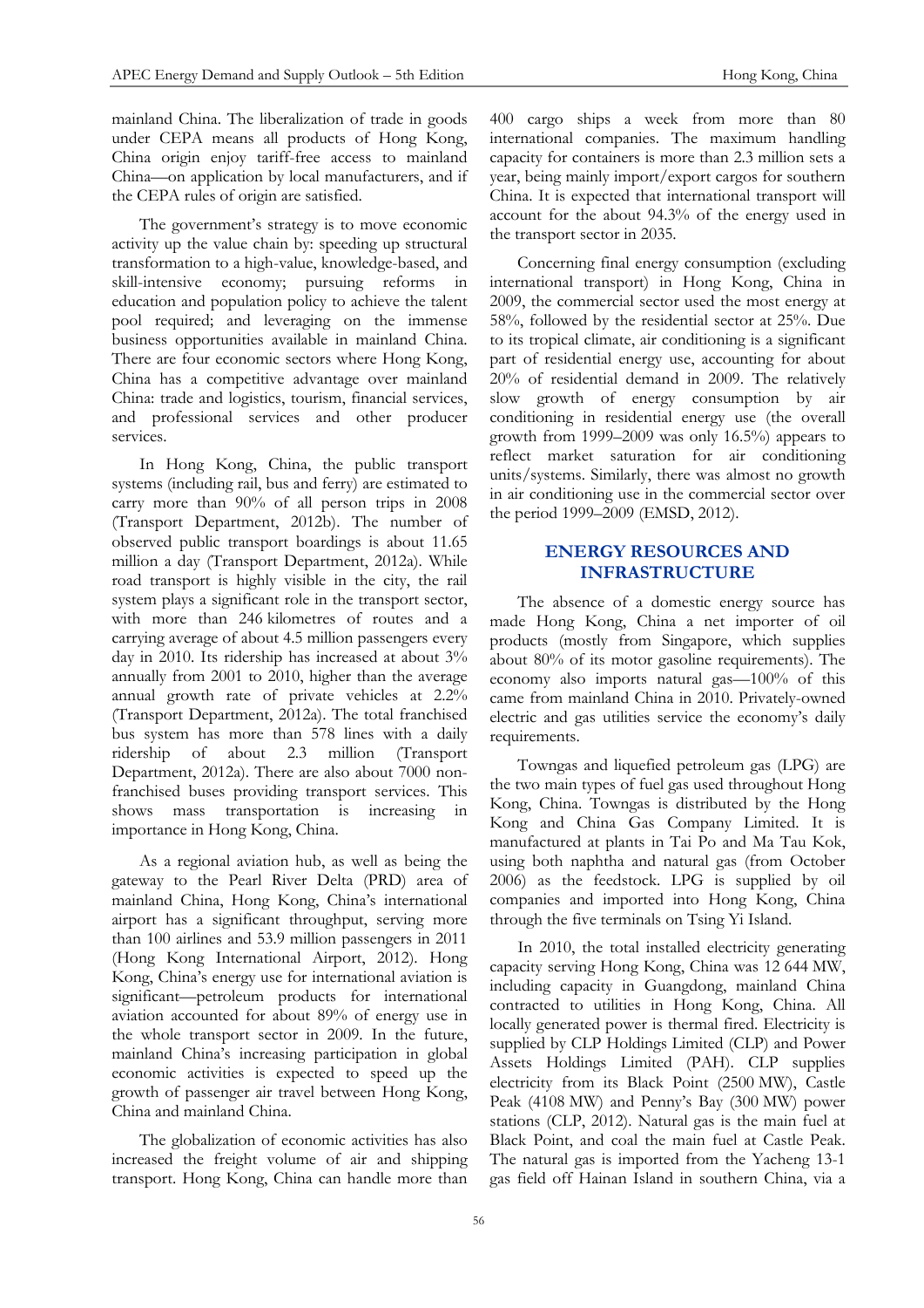mainland China. The liberalization of trade in goods under CEPA means all products of Hong Kong, China origin enjoy tariff-free access to mainland China—on application by local manufacturers, and if the CEPA rules of origin are satisfied.

The government's strategy is to move economic activity up the value chain by: speeding up structural transformation to a high-value, knowledge-based, and skill-intensive economy; pursuing reforms in education and population policy to achieve the talent pool required; and leveraging on the immense business opportunities available in mainland China. There are four economic sectors where Hong Kong, China has a competitive advantage over mainland China: trade and logistics, tourism, financial services, and professional services and other producer services.

In Hong Kong, China, the public transport systems (including rail, bus and ferry) are estimated to carry more than 90% of all person trips in 2008 (Transport Department, 2012b). The number of observed public transport boardings is about 11.65 million a day (Transport Department, 2012a). While road transport is highly visible in the city, the rail system plays a significant role in the transport sector, with more than 246 kilometres of routes and a carrying average of about 4.5 million passengers every day in 2010. Its ridership has increased at about 3% annually from 2001 to 2010, higher than the average annual growth rate of private vehicles at 2.2% (Transport Department, 2012a). The total franchised bus system has more than 578 lines with a daily ridership of about 2.3 million (Transport Department, 2012a). There are also about 7000 non-franchised buses providing transport services. This shows mass transportation is increasing in importance in Hong Kong, China.

As a regional aviation hub, as well as being the gateway to the Pearl River Delta (PRD) area of mainland China, Hong Kong, China's international airport has a significant throughput, serving more than 100 airlines and 53.9 million passengers in 2011 (Hong Kong International Airport, 2012). Hong Kong, China's energy use for international aviation is significant—petroleum products for international aviation accounted for about 89% of energy use in the whole transport sector in 2009. In the future, mainland China's increasing participation in global economic activities is expected to speed up the growth of passenger air travel between Hong Kong, China and mainland China.

The globalization of economic activities has also increased the freight volume of air and shipping transport. Hong Kong, China can handle more than 400 cargo ships a week from more than 80 international companies. The maximum handling capacity for containers is more than 2.3 million sets a year, being mainly import/export cargos for southern China. It is expected that international transport will account for the about 94.3% of the energy used in the transport sector in 2035.

Concerning final energy consumption (excluding international transport) in Hong Kong, China in 2009, the commercial sector used the most energy at 58%, followed by the residential sector at 25%. Due to its tropical climate, air conditioning is a significant part of residential energy use, accounting for about 20% of residential demand in 2009. The relatively slow growth of energy consumption by air conditioning in residential energy use (the overall growth from 1999–2009 was only 16.5%) appears to reflect market saturation for air conditioning units/systems. Similarly, there was almost no growth in air conditioning use in the commercial sector over the period 1999–2009 (EMSD, 2012).

## ENERGY RESOURCES AND INFRASTRUCTURE

The absence of a domestic energy source has made Hong Kong, China a net importer of oil products (mostly from Singapore, which supplies about 80% of its motor gasoline requirements). The economy also imports natural gas—100% of this came from mainland China in 2010. Privately-owned electric and gas utilities service the economy's daily requirements.

Towngas and liquefied petroleum gas (LPG) are the two main types of fuel gas used throughout Hong Kong, China. Towngas is distributed by the Hong Kong and China Gas Company Limited. It is manufactured at plants in Tai Po and Ma Tau Kok, using both naphtha and natural gas (from October 2006) as the feedstock. LPG is supplied by oil companies and imported into Hong Kong, China through the five terminals on Tsing Yi Island.

In 2010, the total installed electricity generating capacity serving Hong Kong, China was 12 644 MW, including capacity in Guangdong, mainland China contracted to utilities in Hong Kong, China. All locally generated power is thermal fired. Electricity is supplied by CLP Holdings Limited (CLP) and Power Assets Holdings Limited (PAH). CLP supplies electricity from its Black Point (2500 MW), Castle Peak (4108 MW) and Penny's Bay (300 MW) power stations (CLP, 2012). Natural gas is the main fuel at Black Point, and coal the main fuel at Castle Peak. The natural gas is imported from the Yacheng 13-1 gas field off Hainan Island in southern China, via a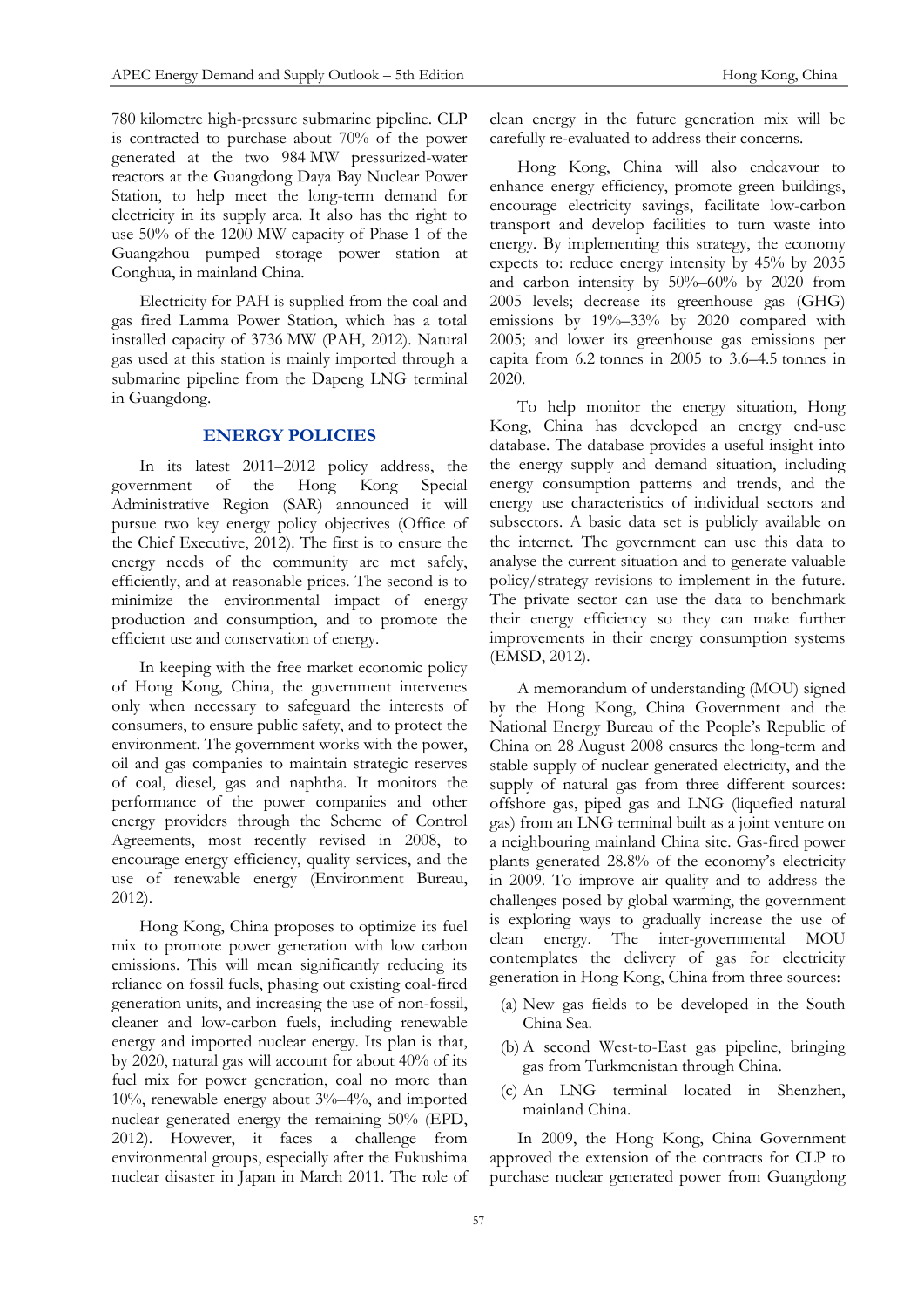780 kilometre high-pressure submarine pipeline. CLP is contracted to purchase about 70% of the power generated at the two 984 MW pressurized-water reactors at the Guangdong Daya Bay Nuclear Power Station, to help meet the long-term demand for electricity in its supply area. It also has the right to use 50% of the 1200 MW capacity of Phase 1 of the Guangzhou pumped storage power station at Conghua, in mainland China.

Electricity for PAH is supplied from the coal and gas fired Lamma Power Station, which has a total installed capacity of 3736 MW (PAH, 2012). Natural gas used at this station is mainly imported through a submarine pipeline from the Dapeng LNG terminal in Guangdong.

## ENERGY POLICIES

In its latest 2011–2012 policy address, the government of the Hong Kong Special Administrative Region (SAR) announced it will pursue two key energy policy objectives (Office of the Chief Executive, 2012). The first is to ensure the energy needs of the community are met safely, efficiently, and at reasonable prices. The second is to minimize the environmental impact of energy production and consumption, and to promote the efficient use and conservation of energy.

In keeping with the free market economic policy of Hong Kong, China, the government intervenes only when necessary to safeguard the interests of consumers, to ensure public safety, and to protect the environment. The government works with the power, oil and gas companies to maintain strategic reserves of coal, diesel, gas and naphtha. It monitors the performance of the power companies and other energy providers through the Scheme of Control Agreements, most recently revised in 2008, to encourage energy efficiency, quality services, and the use of renewable energy (Environment Bureau, 2012).

Hong Kong, China proposes to optimize its fuel mix to promote power generation with low carbon emissions. This will mean significantly reducing its reliance on fossil fuels, phasing out existing coal-fired generation units, and increasing the use of non-fossil, cleaner and low-carbon fuels, including renewable energy and imported nuclear energy. Its plan is that, by 2020, natural gas will account for about 40% of its fuel mix for power generation, coal no more than 10%, renewable energy about 3%–4%, and imported nuclear generated energy the remaining 50% (EPD, 2012). However, it faces a challenge from environmental groups, especially after the Fukushima nuclear disaster in Japan in March 2011. The role of clean energy in the future generation mix will be carefully re-evaluated to address their concerns.

Hong Kong, China will also endeavour to enhance energy efficiency, promote green buildings, encourage electricity savings, facilitate low-carbon transport and develop facilities to turn waste into energy. By implementing this strategy, the economy expects to: reduce energy intensity by 45% by 2035 and carbon intensity by 50%–60% by 2020 from 2005 levels; decrease its greenhouse gas (GHG) emissions by 19%–33% by 2020 compared with 2005; and lower its greenhouse gas emissions per capita from 6.2 tonnes in 2005 to 3.6–4.5 tonnes in 2020.

To help monitor the energy situation, Hong Kong, China has developed an energy end-use database. The database provides a useful insight into the energy supply and demand situation, including energy consumption patterns and trends, and the energy use characteristics of individual sectors and subsectors. A basic data set is publicly available on the internet. The government can use this data to analyse the current situation and to generate valuable policy/strategy revisions to implement in the future. The private sector can use the data to benchmark their energy efficiency so they can make further improvements in their energy consumption systems (EMSD, 2012).

A memorandum of understanding (MOU) signed by the Hong Kong, China Government and the National Energy Bureau of the People's Republic of China on 28 August 2008 ensures the long-term and stable supply of nuclear generated electricity, and the supply of natural gas from three different sources: offshore gas, piped gas and LNG (liquefied natural gas) from an LNG terminal built as a joint venture on a neighbouring mainland China site. Gas-fired power plants generated 28.8% of the economy's electricity in 2009. To improve air quality and to address the challenges posed by global warming, the government is exploring ways to gradually increase the use of clean energy. The inter-governmental MOU contemplates the delivery of gas for electricity generation in Hong Kong, China from three sources:

(a) New gas fields to be developed in the South China Sea.

(b) A second West-to-East gas pipeline, bringing gas from Turkmenistan through China.

(c) An LNG terminal located in Shenzhen, mainland China.

In 2009, the Hong Kong, China Government approved the extension of the contracts for CLP to purchase nuclear generated power from Guangdong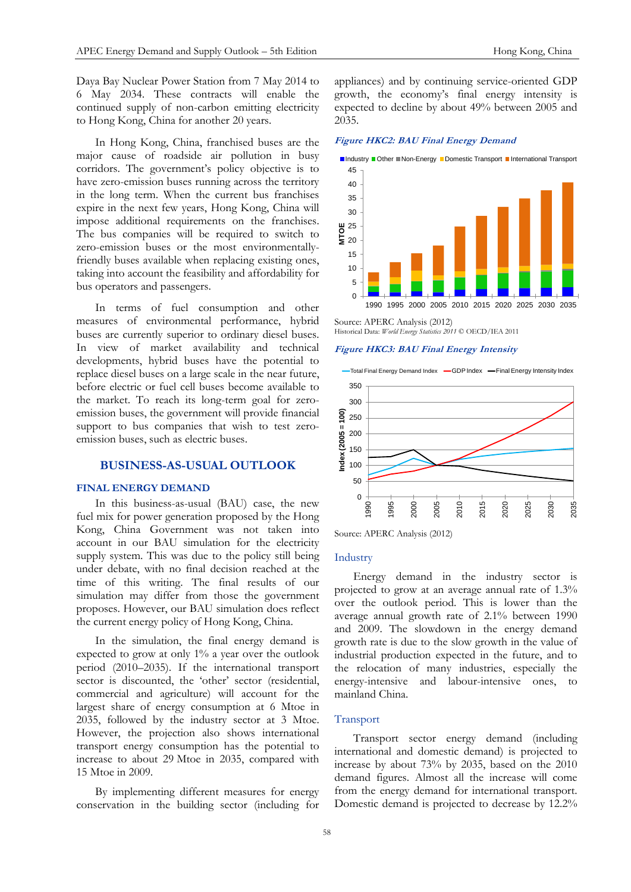Daya Bay Nuclear Power Station from 7 May 2014 to 6 May 2034. These contracts will enable the continued supply of non-carbon emitting electricity to Hong Kong, China for another 20 years.

In Hong Kong, China, franchised buses are the major cause of roadside air pollution in busy corridors. The government's policy objective is to have zero-emission buses running across the territory in the long term. When the current bus franchises expire in the next few years, Hong Kong, China will impose additional requirements on the franchises. The bus companies will be required to switch to zero-emission buses or the most environmentally-friendly buses available when replacing existing ones, taking into account the feasibility and affordability for bus operators and passengers.

In terms of fuel consumption and other measures of environmental performance, hybrid buses are currently superior to ordinary diesel buses. In view of market availability and technical developments, hybrid buses have the potential to replace diesel buses on a large scale in the near future, before electric or fuel cell buses become available to the market. To reach its long-term goal for zero-emission buses, the government will provide financial support to bus companies that wish to test zero-emission buses, such as electric buses.

## BUSINESS-AS-USUAL OUTLOOK

### FINAL ENERGY DEMAND

In this business-as-usual (BAU) case, the new fuel mix for power generation proposed by the Hong Kong, China Government was not taken into account in our BAU simulation for the electricity supply system. This was due to the policy still being under debate, with no final decision reached at the time of this writing. The final results of our simulation may differ from those the government proposes. However, our BAU simulation does reflect the current energy policy of Hong Kong, China.

In the simulation, the final energy demand is expected to grow at only 1% a year over the outlook period (2010–2035). If the international transport sector is discounted, the 'other' sector (residential, commercial and agriculture) will account for the largest share of energy consumption at 6 Mtoe in 2035, followed by the industry sector at 3 Mtoe. However, the projection also shows international transport energy consumption has the potential to increase to about 29 Mtoe in 2035, compared with 15 Mtoe in 2009.

By implementing different measures for energy conservation in the building sector (including for appliances) and by continuing service-oriented GDP growth, the economy's final energy intensity is expected to decline by about 49% between 2005 and 2035.

***Figure HKC2: BAU Final Energy Demand***

Source: APERC Analysis (2012)
Historical Data: *World Energy Statistics 2011* © OECD/IEA 2011

***Figure HKC3: BAU Final Energy Intensity***

Source: APERC Analysis (2012)

### Industry

Energy demand in the industry sector is projected to grow at an average annual rate of 1.3% over the outlook period. This is lower than the average annual growth rate of 2.1% between 1990 and 2009. The slowdown in the energy demand growth rate is due to the slow growth in the value of industrial production expected in the future, and to the relocation of many industries, especially the energy-intensive and labour-intensive ones, to mainland China.

### Transport

Transport sector energy demand (including international and domestic demand) is projected to increase by about 73% by 2035, based on the 2010 demand figures. Almost all the increase will come from the energy demand for international transport. Domestic demand is projected to decrease by 12.2%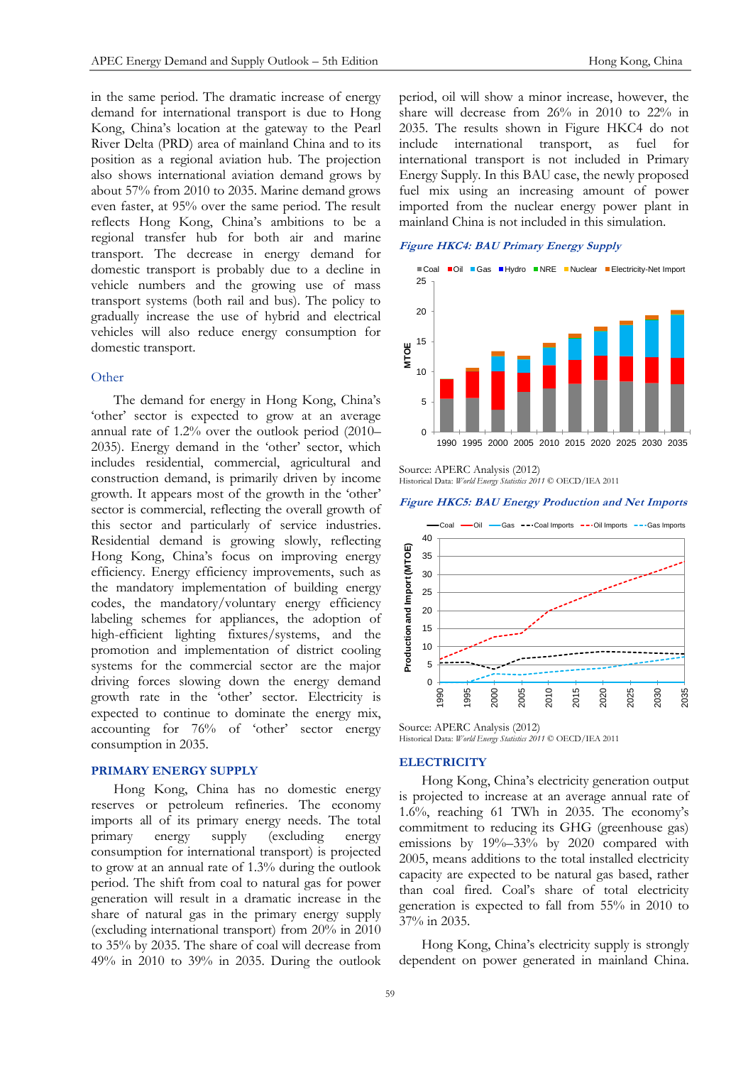in the same period. The dramatic increase of energy demand for international transport is due to Hong Kong, China's location at the gateway to the Pearl River Delta (PRD) area of mainland China and to its position as a regional aviation hub. The projection also shows international aviation demand grows by about 57% from 2010 to 2035. Marine demand grows even faster, at 95% over the same period. The result reflects Hong Kong, China's ambitions to be a regional transfer hub for both air and marine transport. The decrease in energy demand for domestic transport is probably due to a decline in vehicle numbers and the growing use of mass transport systems (both rail and bus). The policy to gradually increase the use of hybrid and electrical vehicles will also reduce energy consumption for domestic transport.

### Other

The demand for energy in Hong Kong, China's 'other' sector is expected to grow at an average annual rate of 1.2% over the outlook period (2010–2035). Energy demand in the 'other' sector, which includes residential, commercial, agricultural and construction demand, is primarily driven by income growth. It appears most of the growth in the 'other' sector is commercial, reflecting the overall growth of this sector and particularly of service industries. Residential demand is growing slowly, reflecting Hong Kong, China's focus on improving energy efficiency. Energy efficiency improvements, such as the mandatory implementation of building energy codes, the mandatory/voluntary energy efficiency labeling schemes for appliances, the adoption of high-efficient lighting fixtures/systems, and the promotion and implementation of district cooling systems for the commercial sector are the major driving forces slowing down the energy demand growth rate in the 'other' sector. Electricity is expected to continue to dominate the energy mix, accounting for 76% of 'other' sector energy consumption in 2035.

## PRIMARY ENERGY SUPPLY

Hong Kong, China has no domestic energy reserves or petroleum refineries. The economy imports all of its primary energy needs. The total primary energy supply (excluding energy consumption for international transport) is projected to grow at an annual rate of 1.3% during the outlook period. The shift from coal to natural gas for power generation will result in a dramatic increase in the share of natural gas in the primary energy supply (excluding international transport) from 20% in 2010 to 35% by 2035. The share of coal will decrease from 49% in 2010 to 39% in 2035. During the outlook period, oil will show a minor increase, however, the share will decrease from 26% in 2010 to 22% in 2035. The results shown in Figure HKC4 do not include international transport, as fuel for international transport is not included in Primary Energy Supply. In this BAU case, the newly proposed fuel mix using an increasing amount of power imported from the nuclear energy power plant in mainland China is not included in this simulation.

***Figure HKC4: BAU Primary Energy Supply***

Source: APERC Analysis (2012)
Historical Data: *World Energy Statistics 2011* © OECD/IEA 2011

***Figure HKC5: BAU Energy Production and Net Imports***

Source: APERC Analysis (2012)
Historical Data: *World Energy Statistics 2011* © OECD/IEA 2011

## ELECTRICITY

Hong Kong, China's electricity generation output is projected to increase at an average annual rate of 1.6%, reaching 61 TWh in 2035. The economy's commitment to reducing its GHG (greenhouse gas) emissions by 19%–33% by 2020 compared with 2005, means additions to the total installed electricity capacity are expected to be natural gas based, rather than coal fired. Coal's share of total electricity generation is expected to fall from 55% in 2010 to 37% in 2035.

Hong Kong, China's electricity supply is strongly dependent on power generated in mainland China.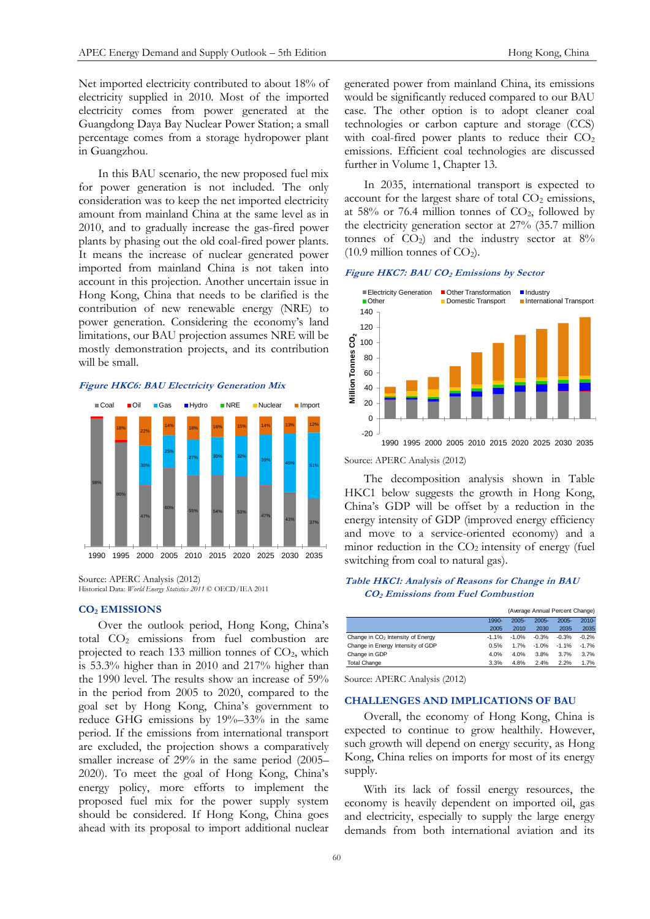Net imported electricity contributed to about 18% of electricity supplied in 2010. Most of the imported electricity comes from power generated at the Guangdong Daya Bay Nuclear Power Station; a small percentage comes from a storage hydropower plant in Guangzhou.

In this BAU scenario, the new proposed fuel mix for power generation is not included. The only consideration was to keep the net imported electricity amount from mainland China at the same level as in 2010, and to gradually increase the gas-fired power plants by phasing out the old coal-fired power plants. It means the increase of nuclear generated power imported from mainland China is not taken into account in this projection. Another uncertain issue in Hong Kong, China that needs to be clarified is the contribution of new renewable energy (NRE) to power generation. Considering the economy's land limitations, our BAU projection assumes NRE will be mostly demonstration projects, and its contribution will be small.

***Figure HKC6: BAU Electricity Generation Mix***

Source: APERC Analysis (2012)
Historical Data: *World Energy Statistics 2011* © OECD/IEA 2011

## $CO_2$ EMISSIONS

Over the outlook period, Hong Kong, China's total $CO_2$ emissions from fuel combustion are projected to reach 133 million tonnes of $CO_2$, which is 53.3% higher than in 2010 and 217% higher than the 1990 level. The results show an increase of 59% in the period from 2005 to 2020, compared to the goal set by Hong Kong, China's government to reduce GHG emissions by 19%–33% in the same period. If the emissions from international transport are excluded, the projection shows a comparatively smaller increase of 29% in the same period (2005–2020). To meet the goal of Hong Kong, China's energy policy, more efforts to implement the proposed fuel mix for the power supply system should be considered. If Hong Kong, China goes ahead with its proposal to import additional nuclear generated power from mainland China, its emissions would be significantly reduced compared to our BAU case. The other option is to adopt cleaner coal technologies or carbon capture and storage (CCS) with coal-fired power plants to reduce their $CO_2$ emissions. Efficient coal technologies are discussed further in Volume 1, Chapter 13.

In 2035, international transport is expected to account for the largest share of total $CO_2$ emissions, at 58% or 76.4 million tonnes of $CO_2$, followed by the electricity generation sector at 27% (35.7 million tonnes of $CO_2$) and the industry sector at 8% (10.9 million tonnes of $CO_2$).

***Figure HKC7: BAU $CO_2$ Emissions by Sector***

Source: APERC Analysis (2012)

The decomposition analysis shown in Table HKC1 below suggests the growth in Hong Kong, China's GDP will be offset by a reduction in the energy intensity of GDP (improved energy efficiency and move to a service-oriented economy) and a minor reduction in the $CO_2$ intensity of energy (fuel switching from coal to natural gas).

***Table HKC1: Analysis of Reasons for Change in BAU $CO_2$ Emissions from Fuel Combustion***

(Average Annual Percent Change)

| | 1990-2005 | 2005-2010 | 2005-2030 | 2005-2035 | 2010-2035 |
|---|---|---|---|---|---|
| Change in $CO_2$ Intensity of Energy | -1.1% | -1.0% | -0.3% | -0.3% | -0.2% |
| Change in Energy Intensity of GDP | 0.5% | 1.7% | -1.0% | -1.1% | -1.7% |
| Change in GDP | 4.0% | 4.0% | 3.8% | 3.7% | 3.7% |
| Total Change | 3.3% | 4.8% | 2.4% | 2.2% | 1.7% |

Source: APERC Analysis (2012)

## CHALLENGES AND IMPLICATIONS OF BAU

Overall, the economy of Hong Kong, China is expected to continue to grow healthily. However, such growth will depend on energy security, as Hong Kong, China relies on imports for most of its energy supply.

With its lack of fossil energy resources, the economy is heavily dependent on imported oil, gas and electricity, especially to supply the large energy demands from both international aviation and its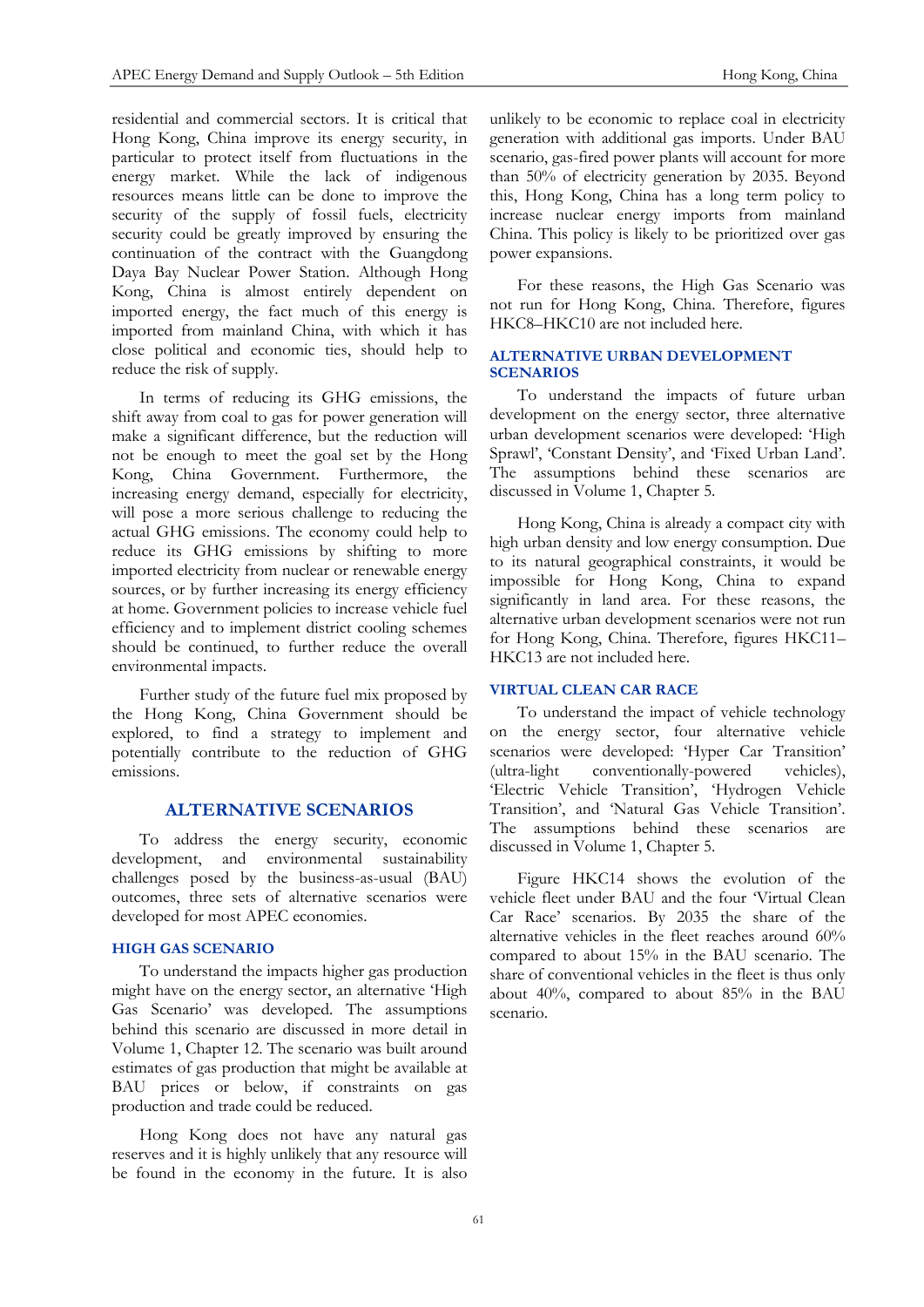residential and commercial sectors. It is critical that Hong Kong, China improve its energy security, in particular to protect itself from fluctuations in the energy market. While the lack of indigenous resources means little can be done to improve the security of the supply of fossil fuels, electricity security could be greatly improved by ensuring the continuation of the contract with the Guangdong Daya Bay Nuclear Power Station. Although Hong Kong, China is almost entirely dependent on imported energy, the fact much of this energy is imported from mainland China, with which it has close political and economic ties, should help to reduce the risk of supply.

In terms of reducing its GHG emissions, the shift away from coal to gas for power generation will make a significant difference, but the reduction will not be enough to meet the goal set by the Hong Kong, China Government. Furthermore, the increasing energy demand, especially for electricity, will pose a more serious challenge to reducing the actual GHG emissions. The economy could help to reduce its GHG emissions by shifting to more imported electricity from nuclear or renewable energy sources, or by further increasing its energy efficiency at home. Government policies to increase vehicle fuel efficiency and to implement district cooling schemes should be continued, to further reduce the overall environmental impacts.

Further study of the future fuel mix proposed by the Hong Kong, China Government should be explored, to find a strategy to implement and potentially contribute to the reduction of GHG emissions.

## ALTERNATIVE SCENARIOS

To address the energy security, economic development, and environmental sustainability challenges posed by the business-as-usual (BAU) outcomes, three sets of alternative scenarios were developed for most APEC economies.

### HIGH GAS SCENARIO

To understand the impacts higher gas production might have on the energy sector, an alternative 'High Gas Scenario' was developed. The assumptions behind this scenario are discussed in more detail in Volume 1, Chapter 12. The scenario was built around estimates of gas production that might be available at BAU prices or below, if constraints on gas production and trade could be reduced.

Hong Kong does not have any natural gas reserves and it is highly unlikely that any resource will be found in the economy in the future. It is also unlikely to be economic to replace coal in electricity generation with additional gas imports. Under BAU scenario, gas-fired power plants will account for more than 50% of electricity generation by 2035. Beyond this, Hong Kong, China has a long term policy to increase nuclear energy imports from mainland China. This policy is likely to be prioritized over gas power expansions.

For these reasons, the High Gas Scenario was not run for Hong Kong, China. Therefore, figures HKC8–HKC10 are not included here.

### ALTERNATIVE URBAN DEVELOPMENT SCENARIOS

To understand the impacts of future urban development on the energy sector, three alternative urban development scenarios were developed: 'High Sprawl', 'Constant Density', and 'Fixed Urban Land'. The assumptions behind these scenarios are discussed in Volume 1, Chapter 5.

Hong Kong, China is already a compact city with high urban density and low energy consumption. Due to its natural geographical constraints, it would be impossible for Hong Kong, China to expand significantly in land area. For these reasons, the alternative urban development scenarios were not run for Hong Kong, China. Therefore, figures HKC11–HKC13 are not included here.

### VIRTUAL CLEAN CAR RACE

To understand the impact of vehicle technology on the energy sector, four alternative vehicle scenarios were developed: 'Hyper Car Transition' (ultra-light conventionally-powered vehicles), 'Electric Vehicle Transition', 'Hydrogen Vehicle Transition', and 'Natural Gas Vehicle Transition'. The assumptions behind these scenarios are discussed in Volume 1, Chapter 5.

Figure HKC14 shows the evolution of the vehicle fleet under BAU and the four 'Virtual Clean Car Race' scenarios. By 2035 the share of the alternative vehicles in the fleet reaches around 60% compared to about 15% in the BAU scenario. The share of conventional vehicles in the fleet is thus only about 40%, compared to about 85% in the BAU scenario.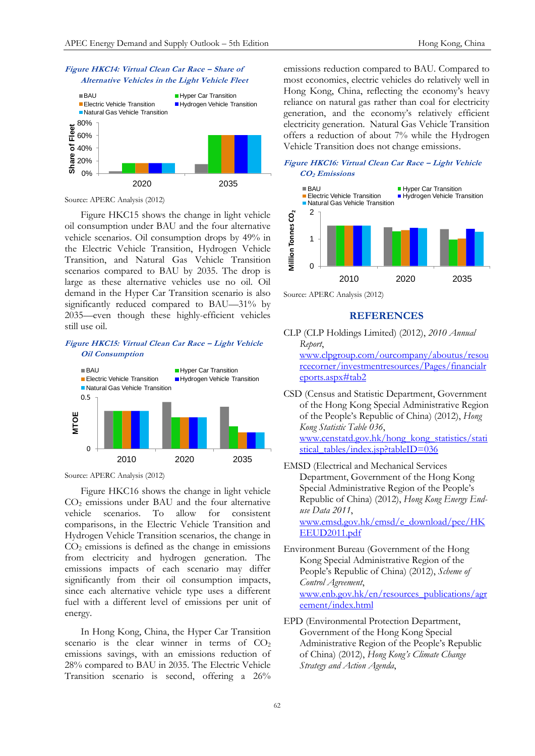*Figure HKC14: Virtual Clean Car Race – Share of Alternative Vehicles in the Light Vehicle Fleet*

Source: APERC Analysis (2012)

Figure HKC15 shows the change in light vehicle oil consumption under BAU and the four alternative vehicle scenarios. Oil consumption drops by 49% in the Electric Vehicle Transition, Hydrogen Vehicle Transition, and Natural Gas Vehicle Transition scenarios compared to BAU by 2035. The drop is large as these alternative vehicles use no oil. Oil demand in the Hyper Car Transition scenario is also significantly reduced compared to BAU—31% by 2035—even though these highly-efficient vehicles still use oil.

*Figure HKC15: Virtual Clean Car Race – Light Vehicle Oil Consumption*

Source: APERC Analysis (2012)

Figure HKC16 shows the change in light vehicle $CO_2$ emissions under BAU and the four alternative vehicle scenarios. To allow for consistent comparisons, in the Electric Vehicle Transition and Hydrogen Vehicle Transition scenarios, the change in $CO_2$ emissions is defined as the change in emissions from electricity and hydrogen generation. The emissions impacts of each alternative vehicle may differ significantly from their oil consumption impacts, since each alternative vehicle type uses a different fuel with a different level of emissions per unit of energy.

In Hong Kong, China, the Hyper Car Transition scenario is the clear winner in terms of $CO_2$ emissions savings, with an emissions reduction of 28% compared to BAU in 2035. The Electric Vehicle Transition scenario is second, offering a 26% emissions reduction compared to BAU. Compared to most economies, electric vehicles do relatively well in Hong Kong, China, reflecting the economy's heavy reliance on natural gas rather than coal for electricity generation, and the economy's relatively efficient electricity generation. Natural Gas Vehicle Transition offers a reduction of about 7% while the Hydrogen Vehicle Transition does not change emissions.

*Figure HKC16: Virtual Clean Car Race – Light Vehicle $CO_2$ Emissions*

Source: APERC Analysis (2012)

## REFERENCES

CLP (CLP Holdings Limited) (2012), *2010 Annual Report*, www.clpgroup.com/ourcompany/aboutus/resourcecorner/investmentresources/Pages/financialreports.aspx#tab2

CSD (Census and Statistic Department, Government of the Hong Kong Special Administrative Region of the People's Republic of China) (2012), *Hong Kong Statistic Table 036*, www.censtatd.gov.hk/hong_kong_statistics/statistical_tables/index.jsp?tableID=036

EMSD (Electrical and Mechanical Services Department, Government of the Hong Kong Special Administrative Region of the People's Republic of China) (2012), *Hong Kong Energy End-use Data 2011*, www.emsd.gov.hk/emsd/e_download/pee/HKEEUD2011.pdf

Environment Bureau (Government of the Hong Kong Special Administrative Region of the People's Republic of China) (2012), *Scheme of Control Agreement*, www.enb.gov.hk/en/resources_publications/agreement/index.html

EPD (Environmental Protection Department, Government of the Hong Kong Special Administrative Region of the People's Republic of China) (2012), *Hong Kong's Climate Change Strategy and Action Agenda*,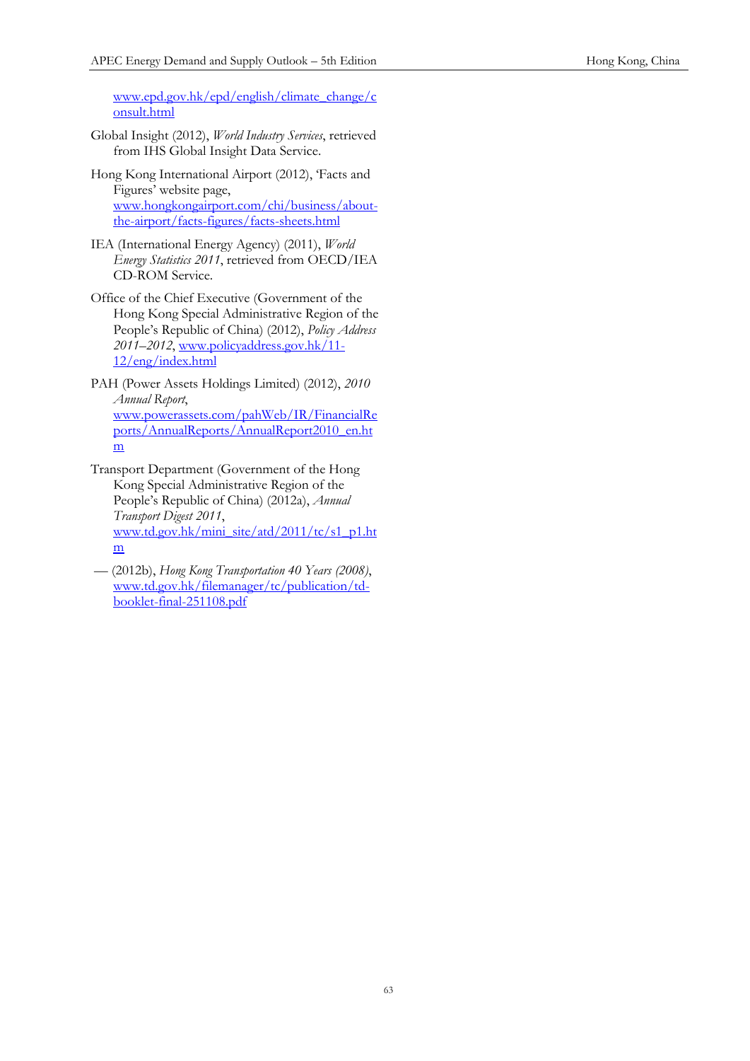www.epd.gov.hk/epd/english/climate_change/consult.html

Global Insight (2012), *World Industry Services*, retrieved from IHS Global Insight Data Service.

Hong Kong International Airport (2012), 'Facts and Figures' website page, www.hongkongairport.com/chi/business/about-the-airport/facts-figures/facts-sheets.html

IEA (International Energy Agency) (2011), *World Energy Statistics 2011*, retrieved from OECD/IEA CD-ROM Service.

Office of the Chief Executive (Government of the Hong Kong Special Administrative Region of the People's Republic of China) (2012), *Policy Address 2011–2012*, www.policyaddress.gov.hk/11-12/eng/index.html

PAH (Power Assets Holdings Limited) (2012), *2010 Annual Report*, www.powerassets.com/pahWeb/IR/FinancialReports/AnnualReports/AnnualReport2010_en.htm

Transport Department (Government of the Hong Kong Special Administrative Region of the People's Republic of China) (2012a), *Annual Transport Digest 2011*, www.td.gov.hk/mini_site/atd/2011/tc/s1_p1.htm

— (2012b), *Hong Kong Transportation 40 Years (2008)*, www.td.gov.hk/filemanager/tc/publication/td-booklet-final-251108.pdf